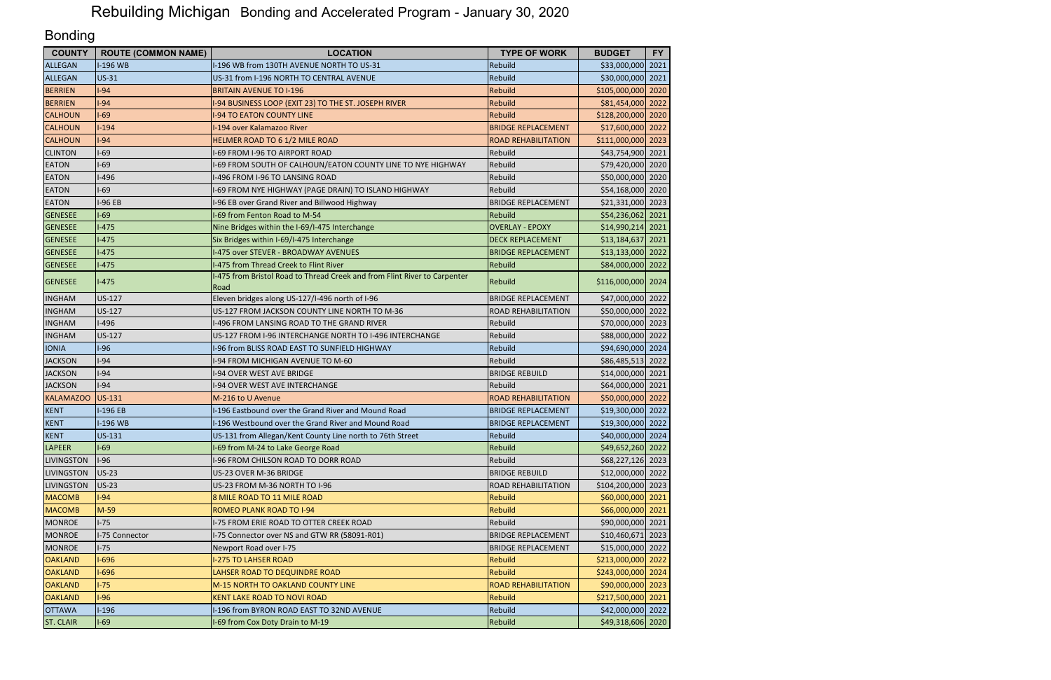# Rebuilding Michigan Bonding and Accelerated Program - January 30, 2020

## Bonding

| COUNTY | ROUTE (COMMON NAME) | LOCATION | TYPE OF WORK | BUDGET | FY |
|---|---|---|---|---|---|
| ALLEGAN | I-196 WB | I-196 WB from 130TH AVENUE NORTH TO US-31 | Rebuild | $33,000,000 | 2021 |
| ALLEGAN | US-31 | US-31 from I-196 NORTH TO CENTRAL AVENUE | Rebuild | $30,000,000 | 2021 |
| BERRIEN | I-94 | BRITAIN AVENUE TO I-196 | Rebuild | $105,000,000 | 2020 |
| BERRIEN | I-94 | I-94 BUSINESS LOOP (EXIT 23) TO THE ST. JOSEPH RIVER | Rebuild | $81,454,000 | 2022 |
| CALHOUN | I-69 | I-94 TO EATON COUNTY LINE | Rebuild | $128,200,000 | 2020 |
| CALHOUN | I-194 | I-194 over Kalamazoo River | BRIDGE REPLACEMENT | $17,600,000 | 2022 |
| CALHOUN | I-94 | HELMER ROAD TO 6 1/2 MILE ROAD | ROAD REHABILITATION | $111,000,000 | 2023 |
| CLINTON | I-69 | I-69 FROM I-96 TO AIRPORT ROAD | Rebuild | $43,754,900 | 2021 |
| EATON | I-69 | I-69 FROM SOUTH OF CALHOUN/EATON COUNTY LINE TO NYE HIGHWAY | Rebuild | $79,420,000 | 2020 |
| EATON | I-496 | I-496 FROM I-96 TO LANSING ROAD | Rebuild | $50,000,000 | 2020 |
| EATON | I-69 | I-69 FROM NYE HIGHWAY (PAGE DRAIN) TO ISLAND HIGHWAY | Rebuild | $54,168,000 | 2020 |
| EATON | I-96 EB | I-96 EB over Grand River and Billwood Highway | BRIDGE REPLACEMENT | $21,331,000 | 2023 |
| GENESEE | I-69 | I-69 from Fenton Road to M-54 | Rebuild | $54,236,062 | 2021 |
| GENESEE | I-475 | Nine Bridges within the I-69/I-475 Interchange | OVERLAY - EPOXY | $14,990,214 | 2021 |
| GENESEE | I-475 | Six Bridges within I-69/I-475 Interchange | DECK REPLACEMENT | $13,184,637 | 2021 |
| GENESEE | I-475 | I-475 over STEVER - BROADWAY AVENUES | BRIDGE REPLACEMENT | $13,133,000 | 2022 |
| GENESEE | I-475 | I-475 from Thread Creek to Flint River | Rebuild | $84,000,000 | 2022 |
| GENESEE | I-475 | I-475 from Bristol Road to Thread Creek and from Flint River to Carpenter Road | Rebuild | $116,000,000 | 2024 |
| INGHAM | US-127 | Eleven bridges along US-127/I-496 north of I-96 | BRIDGE REPLACEMENT | $47,000,000 | 2022 |
| INGHAM | US-127 | US-127 FROM JACKSON COUNTY LINE NORTH TO M-36 | ROAD REHABILITATION | $50,000,000 | 2022 |
| INGHAM | I-496 | I-496 FROM LANSING ROAD TO THE GRAND RIVER | Rebuild | $70,000,000 | 2023 |
| INGHAM | US-127 | US-127 FROM I-96 INTERCHANGE NORTH TO I-496 INTERCHANGE | Rebuild | $88,000,000 | 2022 |
| IONIA | I-96 | I-96 from BLISS ROAD EAST TO SUNFIELD HIGHWAY | Rebuild | $94,690,000 | 2024 |
| JACKSON | I-94 | I-94 FROM MICHIGAN AVENUE TO M-60 | Rebuild | $86,485,513 | 2022 |
| JACKSON | I-94 | I-94 OVER WEST AVE BRIDGE | BRIDGE REBUILD | $14,000,000 | 2021 |
| JACKSON | I-94 | I-94 OVER WEST AVE INTERCHANGE | Rebuild | $64,000,000 | 2021 |
| KALAMAZOO | US-131 | M-216 to U Avenue | ROAD REHABILITATION | $50,000,000 | 2022 |
| KENT | I-196 EB | I-196 Eastbound over the Grand River and Mound Road | BRIDGE REPLACEMENT | $19,300,000 | 2022 |
| KENT | I-196 WB | I-196 Westbound over the Grand River and Mound Road | BRIDGE REPLACEMENT | $19,300,000 | 2022 |
| KENT | US-131 | US-131 from Allegan/Kent County Line north to 76th Street | Rebuild | $40,000,000 | 2024 |
| LAPEER | I-69 | I-69 from M-24 to Lake George Road | Rebuild | $49,652,260 | 2022 |
| LIVINGSTON | I-96 | I-96 FROM CHILSON ROAD TO DORR ROAD | Rebuild | $68,227,126 | 2023 |
| LIVINGSTON | US-23 | US-23 OVER M-36 BRIDGE | BRIDGE REBUILD | $12,000,000 | 2022 |
| LIVINGSTON | US-23 | US-23 FROM M-36 NORTH TO I-96 | ROAD REHABILITATION | $104,200,000 | 2023 |
| MACOMB | I-94 | 8 MILE ROAD TO 11 MILE ROAD | Rebuild | $60,000,000 | 2021 |
| MACOMB | M-59 | ROMEO PLANK ROAD TO I-94 | Rebuild | $66,000,000 | 2021 |
| MONROE | I-75 | I-75 FROM ERIE ROAD TO OTTER CREEK ROAD | Rebuild | $90,000,000 | 2021 |
| MONROE | I-75 Connector | I-75 Connector over NS and GTW RR (58091-R01) | BRIDGE REPLACEMENT | $10,460,671 | 2023 |
| MONROE | I-75 | Newport Road over I-75 | BRIDGE REPLACEMENT | $15,000,000 | 2022 |
| OAKLAND | I-696 | I-275 TO LAHSER ROAD | Rebuild | $213,000,000 | 2022 |
| OAKLAND | I-696 | LAHSER ROAD TO DEQUINDRE ROAD | Rebuild | $243,000,000 | 2024 |
| OAKLAND | I-75 | M-15 NORTH TO OAKLAND COUNTY LINE | ROAD REHABILITATION | $90,000,000 | 2023 |
| OAKLAND | I-96 | KENT LAKE ROAD TO NOVI ROAD | Rebuild | $217,500,000 | 2021 |
| OTTAWA | I-196 | I-196 from BYRON ROAD EAST TO 32ND AVENUE | Rebuild | $42,000,000 | 2022 |
| ST. CLAIR | I-69 | I-69 from Cox Doty Drain to M-19 | Rebuild | $49,318,606 | 2020 |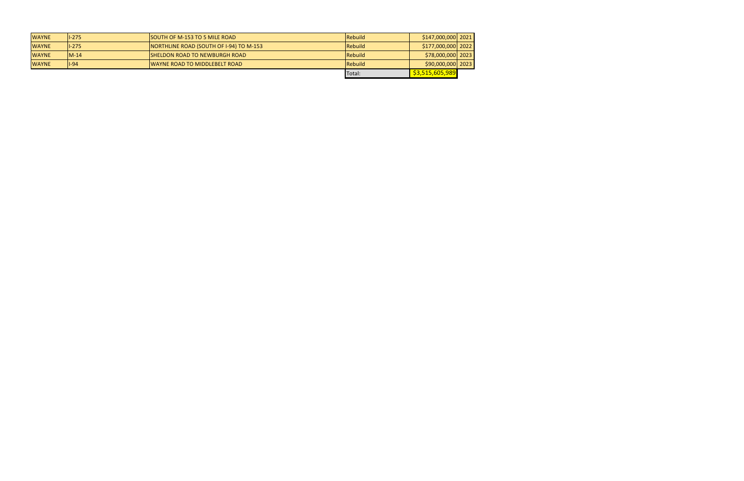| | | | | | |
|---|---|---|---|---|---|
| WAYNE | I-275 | SOUTH OF M-153 TO 5 MILE ROAD | Rebuild | $147,000,000 | 2021 |
| WAYNE | I-275 | NORTHLINE ROAD (SOUTH OF I-94) TO M-153 | Rebuild | $177,000,000 | 2022 |
| WAYNE | M-14 | SHELDON ROAD TO NEWBURGH ROAD | Rebuild | $78,000,000 | 2023 |
| WAYNE | I-94 | WAYNE ROAD TO MIDDLEBELT ROAD | Rebuild | $90,000,000 | 2023 |
| | | | Total: | $3,515,605,989 | |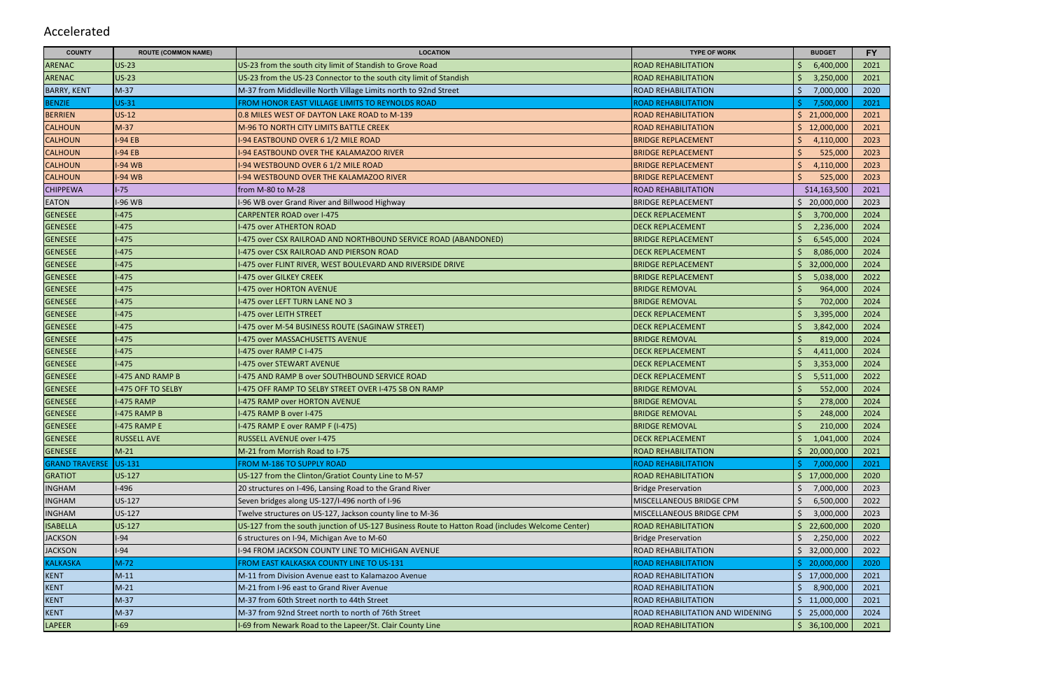# Accelerated

| COUNTY | ROUTE (COMMON NAME) | LOCATION | TYPE OF WORK | BUDGET | FY |
|---|---|---|---|---|---|
| ARENAC | US-23 | US-23 from the south city limit of Standish to Grove Road | ROAD REHABILITATION | $ 6,400,000 | 2021 |
| ARENAC | US-23 | US-23 from the US-23 Connector to the south city limit of Standish | ROAD REHABILITATION | $ 3,250,000 | 2021 |
| BARRY, KENT | M-37 | M-37 from Middleville North Village Limits north to 92nd Street | ROAD REHABILITATION | $ 7,000,000 | 2020 |
| BENZIE | US-31 | FROM HONOR EAST VILLAGE LIMITS TO REYNOLDS ROAD | ROAD REHABILITATION | $ 7,500,000 | 2021 |
| BERRIEN | US-12 | 0.8 MILES WEST OF DAYTON LAKE ROAD to M-139 | ROAD REHABILITATION | $ 21,000,000 | 2021 |
| CALHOUN | M-37 | M-96 TO NORTH CITY LIMITS BATTLE CREEK | ROAD REHABILITATION | $ 12,000,000 | 2021 |
| CALHOUN | I-94 EB | I-94 EASTBOUND OVER 6 1/2 MILE ROAD | BRIDGE REPLACEMENT | $ 4,110,000 | 2023 |
| CALHOUN | I-94 EB | I-94 EASTBOUND OVER THE KALAMAZOO RIVER | BRIDGE REPLACEMENT | $ 525,000 | 2023 |
| CALHOUN | I-94 WB | I-94 WESTBOUND OVER 6 1/2 MILE ROAD | BRIDGE REPLACEMENT | $ 4,110,000 | 2023 |
| CALHOUN | I-94 WB | I-94 WESTBOUND OVER THE KALAMAZOO RIVER | BRIDGE REPLACEMENT | $ 525,000 | 2023 |
| CHIPPEWA | I-75 | from M-80 to M-28 | ROAD REHABILITATION | $14,163,500 | 2021 |
| EATON | I-96 WB | I-96 WB over Grand River and Billwood Highway | BRIDGE REPLACEMENT | $ 20,000,000 | 2023 |
| GENESEE | I-475 | CARPENTER ROAD over I-475 | DECK REPLACEMENT | $ 3,700,000 | 2024 |
| GENESEE | I-475 | I-475 over ATHERTON ROAD | DECK REPLACEMENT | $ 2,236,000 | 2024 |
| GENESEE | I-475 | I-475 over CSX RAILROAD AND NORTHBOUND SERVICE ROAD (ABANDONED) | BRIDGE REPLACEMENT | $ 6,545,000 | 2024 |
| GENESEE | I-475 | I-475 over CSX RAILROAD AND PIERSON ROAD | DECK REPLACEMENT | $ 8,086,000 | 2024 |
| GENESEE | I-475 | I-475 over FLINT RIVER, WEST BOULEVARD AND RIVERSIDE DRIVE | BRIDGE REPLACEMENT | $ 32,000,000 | 2024 |
| GENESEE | I-475 | I-475 over GILKEY CREEK | BRIDGE REPLACEMENT | $ 5,038,000 | 2022 |
| GENESEE | I-475 | I-475 over HORTON AVENUE | BRIDGE REMOVAL | $ 964,000 | 2024 |
| GENESEE | I-475 | I-475 over LEFT TURN LANE NO 3 | BRIDGE REMOVAL | $ 702,000 | 2024 |
| GENESEE | I-475 | I-475 over LEITH STREET | DECK REPLACEMENT | $ 3,395,000 | 2024 |
| GENESEE | I-475 | I-475 over M-54 BUSINESS ROUTE (SAGINAW STREET) | DECK REPLACEMENT | $ 3,842,000 | 2024 |
| GENESEE | I-475 | I-475 over MASSACHUSETTS AVENUE | BRIDGE REMOVAL | $ 819,000 | 2024 |
| GENESEE | I-475 | I-475 over RAMP C I-475 | DECK REPLACEMENT | $ 4,411,000 | 2024 |
| GENESEE | I-475 | I-475 over STEWART AVENUE | DECK REPLACEMENT | $ 3,353,000 | 2024 |
| GENESEE | I-475 AND RAMP B | I-475 AND RAMP B over SOUTHBOUND SERVICE ROAD | DECK REPLACEMENT | $ 5,511,000 | 2022 |
| GENESEE | I-475 OFF TO SELBY | I-475 OFF RAMP TO SELBY STREET OVER I-475 SB ON RAMP | BRIDGE REMOVAL | $ 552,000 | 2024 |
| GENESEE | I-475 RAMP | I-475 RAMP over HORTON AVENUE | BRIDGE REMOVAL | $ 278,000 | 2024 |
| GENESEE | I-475 RAMP B | I-475 RAMP B over I-475 | BRIDGE REMOVAL | $ 248,000 | 2024 |
| GENESEE | I-475 RAMP E | I-475 RAMP E over RAMP F (I-475) | BRIDGE REMOVAL | $ 210,000 | 2024 |
| GENESEE | RUSSELL AVE | RUSSELL AVENUE over I-475 | DECK REPLACEMENT | $ 1,041,000 | 2024 |
| GENESEE | M-21 | M-21 from Morrish Road to I-75 | ROAD REHABILITATION | $ 20,000,000 | 2021 |
| GRAND TRAVERSE | US-131 | FROM M-186 TO SUPPLY ROAD | ROAD REHABILITATION | $ 7,000,000 | 2021 |
| GRATIOT | US-127 | US-127 from the Clinton/Gratiot County Line to M-57 | ROAD REHABILITATION | $ 17,000,000 | 2020 |
| INGHAM | I-496 | 20 structures on I-496, Lansing Road to the Grand River | Bridge Preservation | $ 7,000,000 | 2023 |
| INGHAM | US-127 | Seven bridges along US-127/I-496 north of I-96 | MISCELLANEOUS BRIDGE CPM | $ 6,500,000 | 2022 |
| INGHAM | US-127 | Twelve structures on US-127, Jackson county line to M-36 | MISCELLANEOUS BRIDGE CPM | $ 3,000,000 | 2023 |
| ISABELLA | US-127 | US-127 from the south junction of US-127 Business Route to Hatton Road (includes Welcome Center) | ROAD REHABILITATION | $ 22,600,000 | 2020 |
| JACKSON | I-94 | 6 structures on I-94, Michigan Ave to M-60 | Bridge Preservation | $ 2,250,000 | 2022 |
| JACKSON | I-94 | I-94 FROM JACKSON COUNTY LINE TO MICHIGAN AVENUE | ROAD REHABILITATION | $ 32,000,000 | 2022 |
| KALKASKA | M-72 | FROM EAST KALKASKA COUNTY LINE TO US-131 | ROAD REHABILITATION | $ 20,000,000 | 2020 |
| KENT | M-11 | M-11 from Division Avenue east to Kalamazoo Avenue | ROAD REHABILITATION | $ 17,000,000 | 2021 |
| KENT | M-21 | M-21 from I-96 east to Grand River Avenue | ROAD REHABILITATION | $ 8,900,000 | 2021 |
| KENT | M-37 | M-37 from 60th Street north to 44th Street | ROAD REHABILITATION | $ 11,000,000 | 2021 |
| KENT | M-37 | M-37 from 92nd Street north to north of 76th Street | ROAD REHABILITATION AND WIDENING | $ 25,000,000 | 2024 |
| LAPEER | I-69 | I-69 from Newark Road to the Lapeer/St. Clair County Line | ROAD REHABILITATION | $ 36,100,000 | 2021 |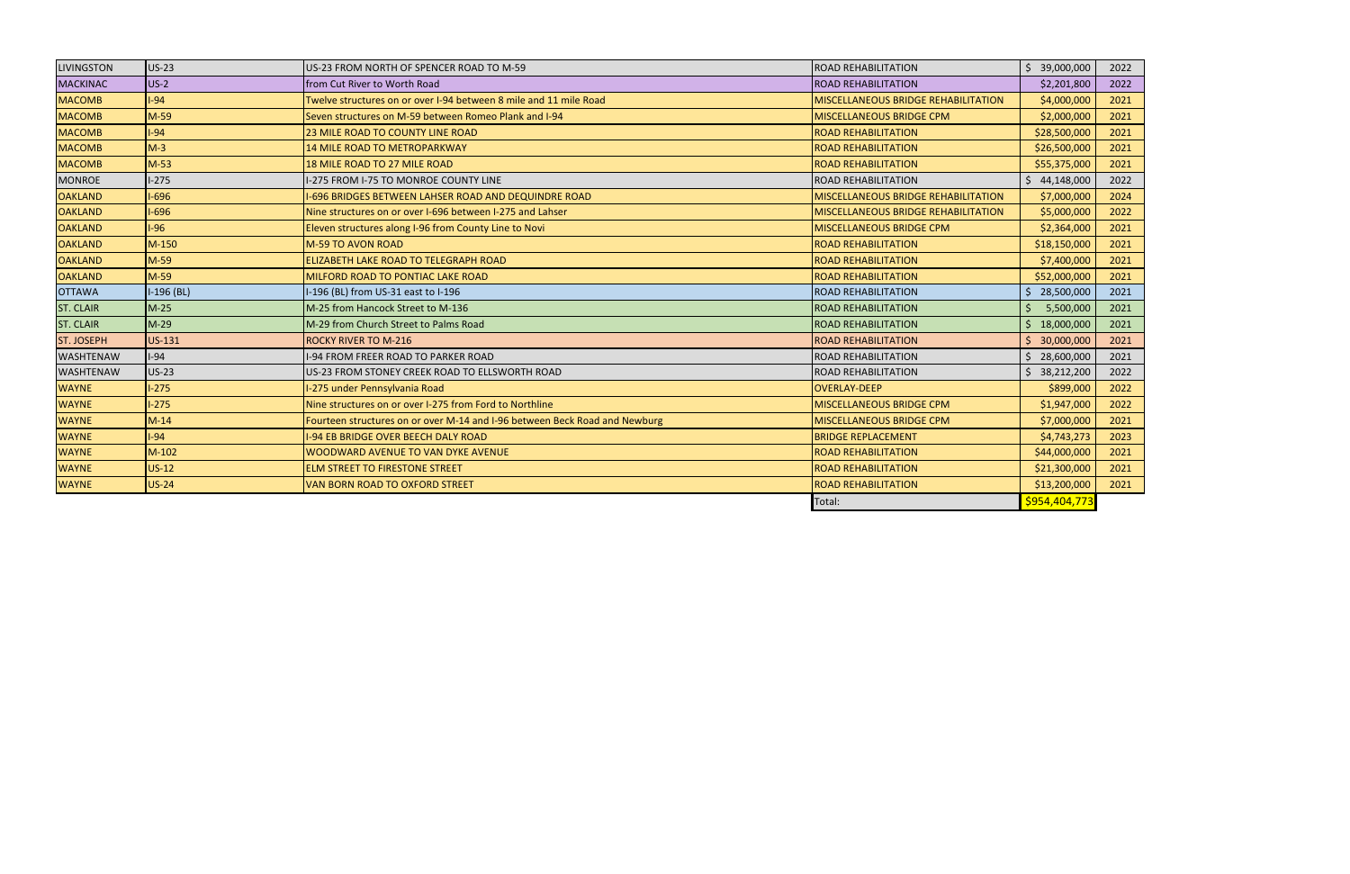| | | | | | |
|---|---|---|---|---|---|
| LIVINGSTON | US-23 | US-23 FROM NORTH OF SPENCER ROAD TO M-59 | ROAD REHABILITATION | $ 39,000,000 | 2022 |
| MACKINAC | US-2 | from Cut River to Worth Road | ROAD REHABILITATION | $2,201,800 | 2022 |
| MACOMB | I-94 | Twelve structures on or over I-94 between 8 mile and 11 mile Road | MISCELLANEOUS BRIDGE REHABILITATION | $4,000,000 | 2021 |
| MACOMB | M-59 | Seven structures on M-59 between Romeo Plank and I-94 | MISCELLANEOUS BRIDGE CPM | $2,000,000 | 2021 |
| MACOMB | I-94 | 23 MILE ROAD TO COUNTY LINE ROAD | ROAD REHABILITATION | $28,500,000 | 2021 |
| MACOMB | M-3 | 14 MILE ROAD TO METROPARKWAY | ROAD REHABILITATION | $26,500,000 | 2021 |
| MACOMB | M-53 | 18 MILE ROAD TO 27 MILE ROAD | ROAD REHABILITATION | $55,375,000 | 2021 |
| MONROE | I-275 | I-275 FROM I-75 TO MONROE COUNTY LINE | ROAD REHABILITATION | $ 44,148,000 | 2022 |
| OAKLAND | I-696 | I-696 BRIDGES BETWEEN LAHSER ROAD AND DEQUINDRE ROAD | MISCELLANEOUS BRIDGE REHABILITATION | $7,000,000 | 2024 |
| OAKLAND | I-696 | Nine structures on or over I-696 between I-275 and Lahser | MISCELLANEOUS BRIDGE REHABILITATION | $5,000,000 | 2022 |
| OAKLAND | I-96 | Eleven structures along I-96 from County Line to Novi | MISCELLANEOUS BRIDGE CPM | $2,364,000 | 2021 |
| OAKLAND | M-150 | M-59 TO AVON ROAD | ROAD REHABILITATION | $18,150,000 | 2021 |
| OAKLAND | M-59 | ELIZABETH LAKE ROAD TO TELEGRAPH ROAD | ROAD REHABILITATION | $7,400,000 | 2021 |
| OAKLAND | M-59 | MILFORD ROAD TO PONTIAC LAKE ROAD | ROAD REHABILITATION | $52,000,000 | 2021 |
| OTTAWA | I-196 (BL) | I-196 (BL) from US-31 east to I-196 | ROAD REHABILITATION | $ 28,500,000 | 2021 |
| ST. CLAIR | M-25 | M-25 from Hancock Street to M-136 | ROAD REHABILITATION | $ 5,500,000 | 2021 |
| ST. CLAIR | M-29 | M-29 from Church Street to Palms Road | ROAD REHABILITATION | $ 18,000,000 | 2021 |
| ST. JOSEPH | US-131 | ROCKY RIVER TO M-216 | ROAD REHABILITATION | $ 30,000,000 | 2021 |
| WASHTENAW | I-94 | I-94 FROM FREER ROAD TO PARKER ROAD | ROAD REHABILITATION | $ 28,600,000 | 2021 |
| WASHTENAW | US-23 | US-23 FROM STONEY CREEK ROAD TO ELLSWORTH ROAD | ROAD REHABILITATION | $ 38,212,200 | 2022 |
| WAYNE | I-275 | I-275 under Pennsylvania Road | OVERLAY-DEEP | $899,000 | 2022 |
| WAYNE | I-275 | Nine structures on or over I-275 from Ford to Northline | MISCELLANEOUS BRIDGE CPM | $1,947,000 | 2022 |
| WAYNE | M-14 | Fourteen structures on or over M-14 and I-96 between Beck Road and Newburg | MISCELLANEOUS BRIDGE CPM | $7,000,000 | 2021 |
| WAYNE | I-94 | I-94 EB BRIDGE OVER BEECH DALY ROAD | BRIDGE REPLACEMENT | $4,743,273 | 2023 |
| WAYNE | M-102 | WOODWARD AVENUE TO VAN DYKE AVENUE | ROAD REHABILITATION | $44,000,000 | 2021 |
| WAYNE | US-12 | ELM STREET TO FIRESTONE STREET | ROAD REHABILITATION | $21,300,000 | 2021 |
| WAYNE | US-24 | VAN BORN ROAD TO OXFORD STREET | ROAD REHABILITATION | $13,200,000 | 2021 |
| | | | Total: | $954,404,773 | |